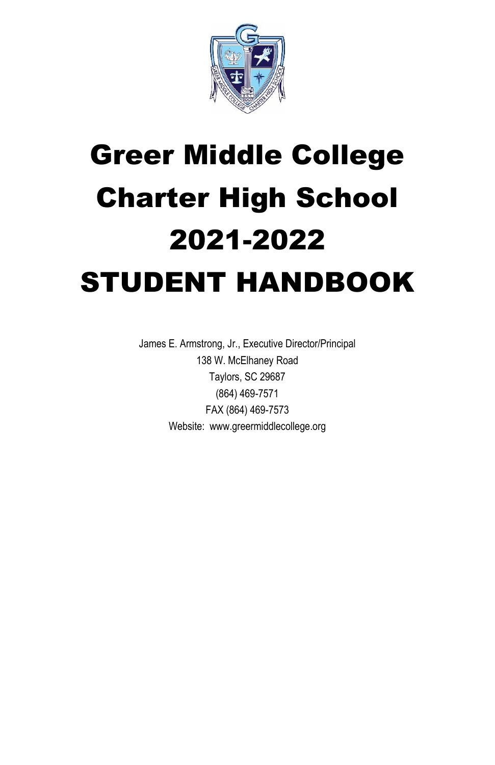# Greer Middle College Charter High School 2021-2022 STUDENT HANDBOOK

James E. Armstrong, Jr., Executive Director/Principal
138 W. McElhaney Road
Taylors, SC 29687
(864) 469-7571
FAX (864) 469-7573
Website: www.greermiddlecollege.org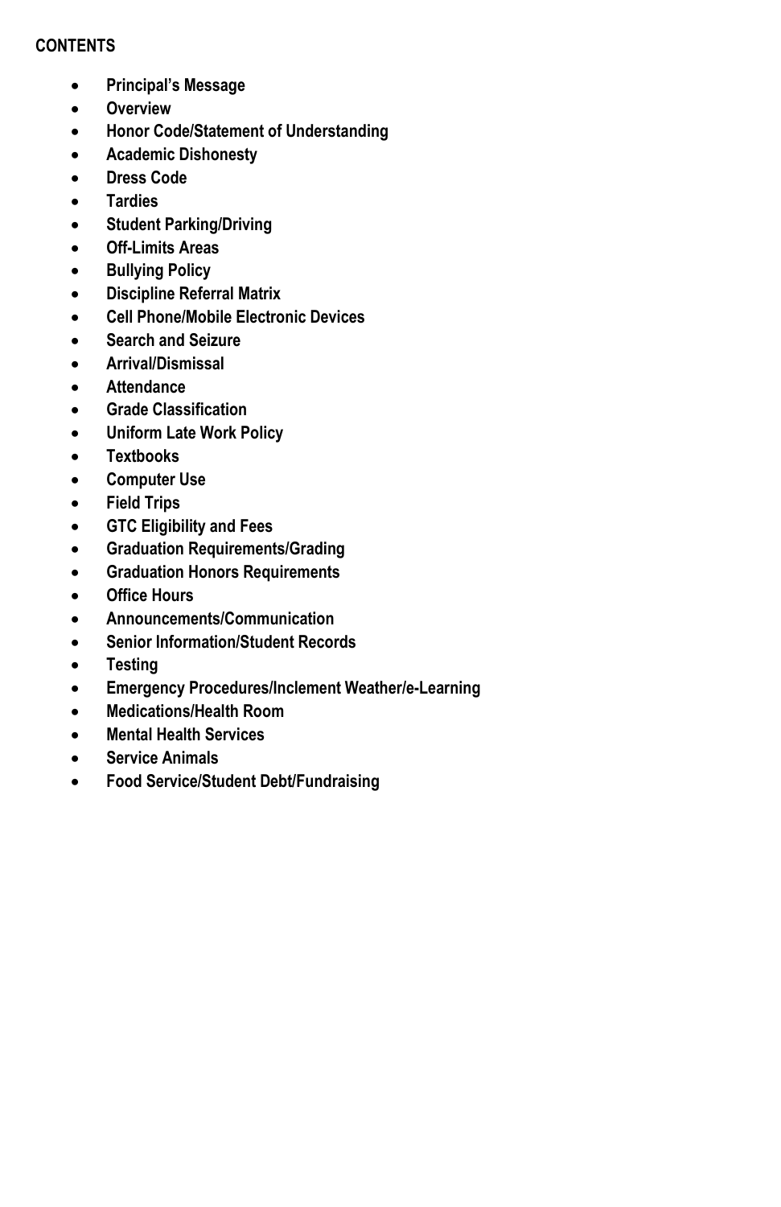## CONTENTS

- **Principal's Message**
- **Overview**
- **Honor Code/Statement of Understanding**
- **Academic Dishonesty**
- **Dress Code**
- **Tardies**
- **Student Parking/Driving**
- **Off-Limits Areas**
- **Bullying Policy**
- **Discipline Referral Matrix**
- **Cell Phone/Mobile Electronic Devices**
- **Search and Seizure**
- **Arrival/Dismissal**
- **Attendance**
- **Grade Classification**
- **Uniform Late Work Policy**
- **Textbooks**
- **Computer Use**
- **Field Trips**
- **GTC Eligibility and Fees**
- **Graduation Requirements/Grading**
- **Graduation Honors Requirements**
- **Office Hours**
- **Announcements/Communication**
- **Senior Information/Student Records**
- **Testing**
- **Emergency Procedures/Inclement Weather/e-Learning**
- **Medications/Health Room**
- **Mental Health Services**
- **Service Animals**
- **Food Service/Student Debt/Fundraising**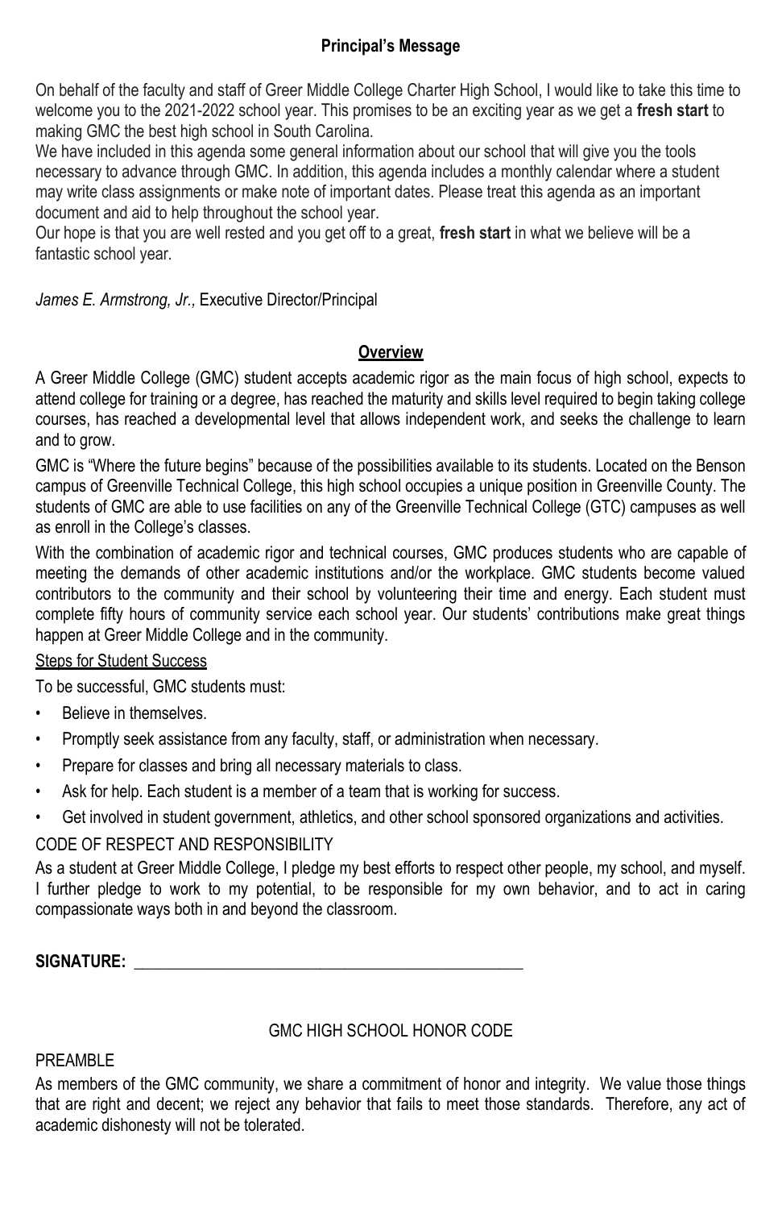## Principal's Message

On behalf of the faculty and staff of Greer Middle College Charter High School, I would like to take this time to welcome you to the 2021-2022 school year. This promises to be an exciting year as we get a **fresh start** to making GMC the best high school in South Carolina.

We have included in this agenda some general information about our school that will give you the tools necessary to advance through GMC. In addition, this agenda includes a monthly calendar where a student may write class assignments or make note of important dates. Please treat this agenda as an important document and aid to help throughout the school year.

Our hope is that you are well rested and you get off to a great, **fresh start** in what we believe will be a fantastic school year.

*James E. Armstrong, Jr.,* Executive Director/Principal

## Overview

A Greer Middle College (GMC) student accepts academic rigor as the main focus of high school, expects to attend college for training or a degree, has reached the maturity and skills level required to begin taking college courses, has reached a developmental level that allows independent work, and seeks the challenge to learn and to grow.

GMC is "Where the future begins" because of the possibilities available to its students. Located on the Benson campus of Greenville Technical College, this high school occupies a unique position in Greenville County. The students of GMC are able to use facilities on any of the Greenville Technical College (GTC) campuses as well as enroll in the College's classes.

With the combination of academic rigor and technical courses, GMC produces students who are capable of meeting the demands of other academic institutions and/or the workplace. GMC students become valued contributors to the community and their school by volunteering their time and energy. Each student must complete fifty hours of community service each school year. Our students' contributions make great things happen at Greer Middle College and in the community.

### Steps for Student Success

To be successful, GMC students must:

- Believe in themselves.
- Promptly seek assistance from any faculty, staff, or administration when necessary.
- Prepare for classes and bring all necessary materials to class.
- Ask for help. Each student is a member of a team that is working for success.
- Get involved in student government, athletics, and other school sponsored organizations and activities.

### CODE OF RESPECT AND RESPONSIBILITY

As a student at Greer Middle College, I pledge my best efforts to respect other people, my school, and myself. I further pledge to work to my potential, to be responsible for my own behavior, and to act in caring compassionate ways both in and beyond the classroom.

**SIGNATURE:** ______________________________________________

## GMC HIGH SCHOOL HONOR CODE

### PREAMBLE

As members of the GMC community, we share a commitment of honor and integrity. We value those things that are right and decent; we reject any behavior that fails to meet those standards. Therefore, any act of academic dishonesty will not be tolerated.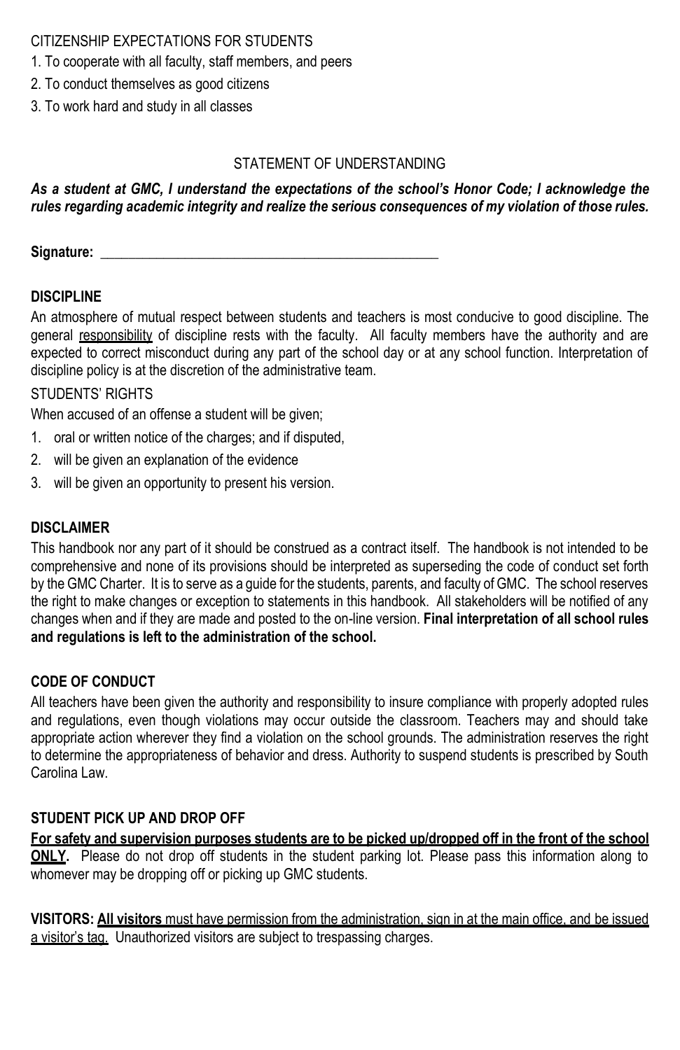CITIZENSHIP EXPECTATIONS FOR STUDENTS

1. To cooperate with all faculty, staff members, and peers
2. To conduct themselves as good citizens
3. To work hard and study in all classes

STATEMENT OF UNDERSTANDING

***As a student at GMC, I understand the expectations of the school's Honor Code; I acknowledge the rules regarding academic integrity and realize the serious consequences of my violation of those rules.***

**Signature:** ___________________________________________________

## DISCIPLINE

An atmosphere of mutual respect between students and teachers is most conducive to good discipline. The general responsibility of discipline rests with the faculty. All faculty members have the authority and are expected to correct misconduct during any part of the school day or at any school function. Interpretation of discipline policy is at the discretion of the administrative team.

STUDENTS' RIGHTS

When accused of an offense a student will be given;

1. oral or written notice of the charges; and if disputed,
2. will be given an explanation of the evidence
3. will be given an opportunity to present his version.

## DISCLAIMER

This handbook nor any part of it should be construed as a contract itself. The handbook is not intended to be comprehensive and none of its provisions should be interpreted as superseding the code of conduct set forth by the GMC Charter. It is to serve as a guide for the students, parents, and faculty of GMC. The school reserves the right to make changes or exception to statements in this handbook. All stakeholders will be notified of any changes when and if they are made and posted to the on-line version. **Final interpretation of all school rules and regulations is left to the administration of the school.**

## CODE OF CONDUCT

All teachers have been given the authority and responsibility to insure compliance with properly adopted rules and regulations, even though violations may occur outside the classroom. Teachers may and should take appropriate action wherever they find a violation on the school grounds. The administration reserves the right to determine the appropriateness of behavior and dress. Authority to suspend students is prescribed by South Carolina Law.

## STUDENT PICK UP AND DROP OFF

**For safety and supervision purposes students are to be picked up/dropped off in the front of the school ONLY.** Please do not drop off students in the student parking lot. Please pass this information along to whomever may be dropping off or picking up GMC students.

**VISITORS: All visitors** must have permission from the administration, sign in at the main office, and be issued a visitor's tag. Unauthorized visitors are subject to trespassing charges.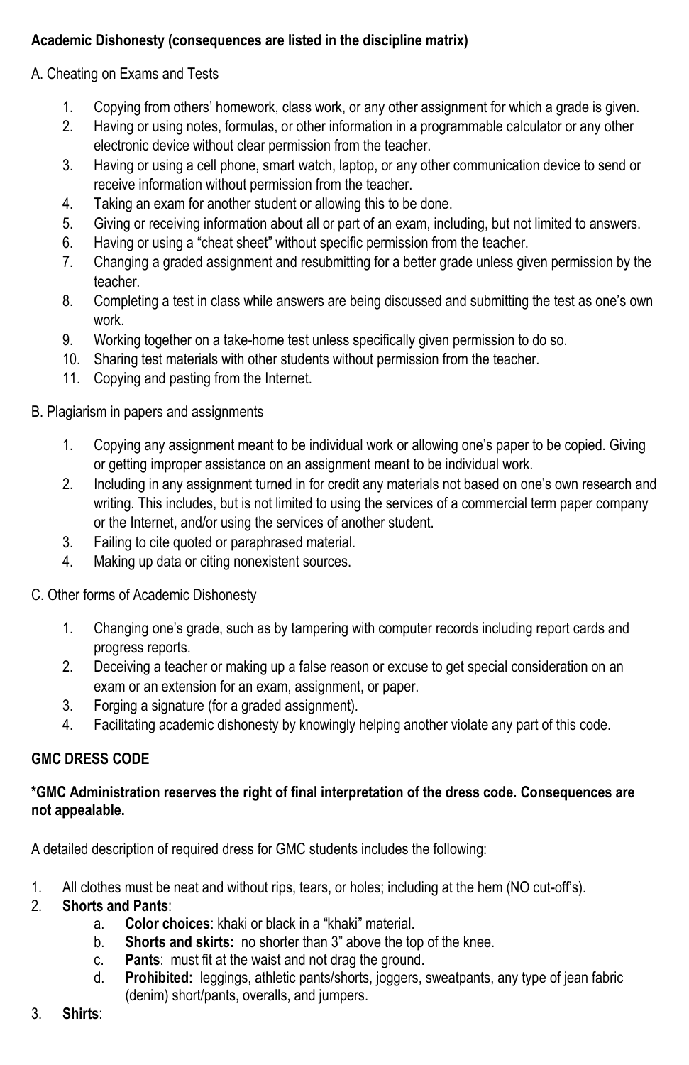**Academic Dishonesty (consequences are listed in the discipline matrix)**

A. Cheating on Exams and Tests

1. Copying from others' homework, class work, or any other assignment for which a grade is given.
2. Having or using notes, formulas, or other information in a programmable calculator or any other electronic device without clear permission from the teacher.
3. Having or using a cell phone, smart watch, laptop, or any other communication device to send or receive information without permission from the teacher.
4. Taking an exam for another student or allowing this to be done.
5. Giving or receiving information about all or part of an exam, including, but not limited to answers.
6. Having or using a "cheat sheet" without specific permission from the teacher.
7. Changing a graded assignment and resubmitting for a better grade unless given permission by the teacher.
8. Completing a test in class while answers are being discussed and submitting the test as one's own work.
9. Working together on a take-home test unless specifically given permission to do so.
10. Sharing test materials with other students without permission from the teacher.
11. Copying and pasting from the Internet.

B. Plagiarism in papers and assignments

1. Copying any assignment meant to be individual work or allowing one's paper to be copied. Giving or getting improper assistance on an assignment meant to be individual work.
2. Including in any assignment turned in for credit any materials not based on one's own research and writing. This includes, but is not limited to using the services of a commercial term paper company or the Internet, and/or using the services of another student.
3. Failing to cite quoted or paraphrased material.
4. Making up data or citing nonexistent sources.

C. Other forms of Academic Dishonesty

1. Changing one's grade, such as by tampering with computer records including report cards and progress reports.
2. Deceiving a teacher or making up a false reason or excuse to get special consideration on an exam or an extension for an exam, assignment, or paper.
3. Forging a signature (for a graded assignment).
4. Facilitating academic dishonesty by knowingly helping another violate any part of this code.

**GMC DRESS CODE**

**\*GMC Administration reserves the right of final interpretation of the dress code. Consequences are not appealable.**

A detailed description of required dress for GMC students includes the following:

1. All clothes must be neat and without rips, tears, or holes; including at the hem (NO cut-off's).
2. **Shorts and Pants**:
   a. **Color choices**: khaki or black in a "khaki" material.
   b. **Shorts and skirts:** no shorter than 3" above the top of the knee.
   c. **Pants**: must fit at the waist and not drag the ground.
   d. **Prohibited:** leggings, athletic pants/shorts, joggers, sweatpants, any type of jean fabric (denim) short/pants, overalls, and jumpers.
3. **Shirts**: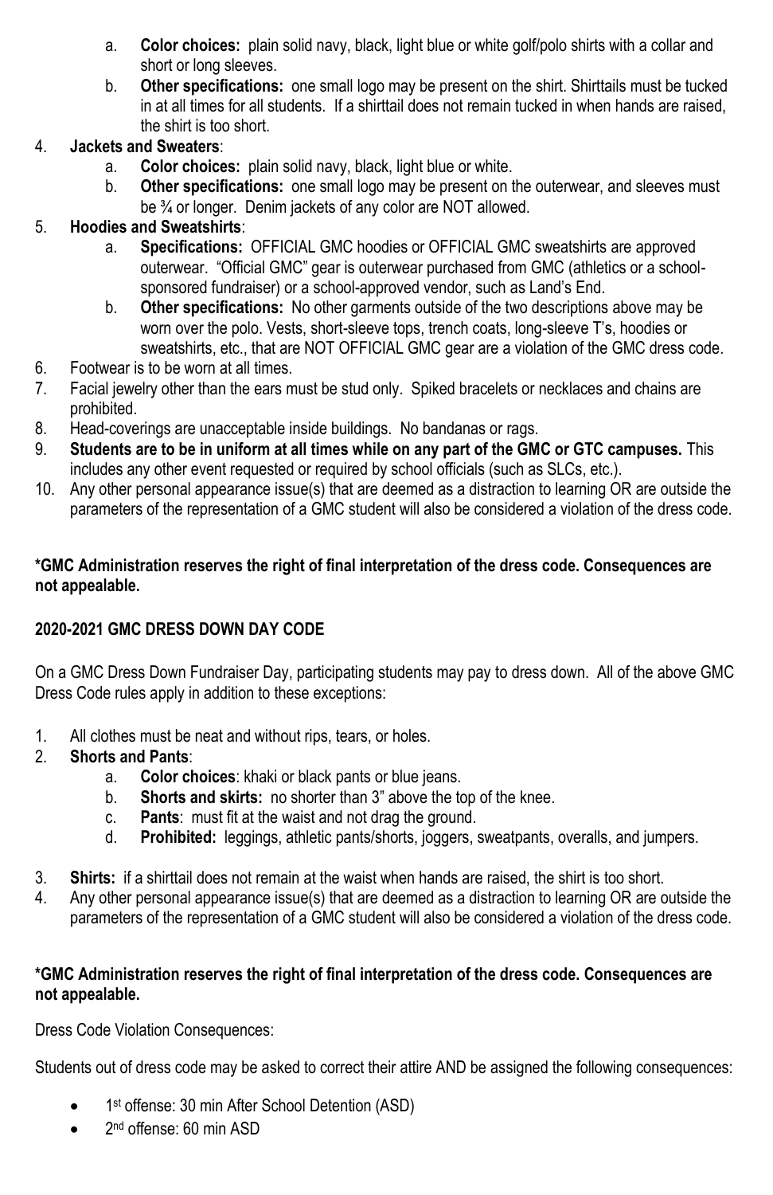a. **Color choices:** plain solid navy, black, light blue or white golf/polo shirts with a collar and short or long sleeves.
   b. **Other specifications:** one small logo may be present on the shirt. Shirttails must be tucked in at all times for all students. If a shirttail does not remain tucked in when hands are raised, the shirt is too short.

4. **Jackets and Sweaters**:
   a. **Color choices:** plain solid navy, black, light blue or white.
   b. **Other specifications:** one small logo may be present on the outerwear, and sleeves must be ¾ or longer. Denim jackets of any color are NOT allowed.
5. **Hoodies and Sweatshirts**:
   a. **Specifications:** OFFICIAL GMC hoodies or OFFICIAL GMC sweatshirts are approved outerwear. "Official GMC" gear is outerwear purchased from GMC (athletics or a school-sponsored fundraiser) or a school-approved vendor, such as Land's End.
   b. **Other specifications:** No other garments outside of the two descriptions above may be worn over the polo. Vests, short-sleeve tops, trench coats, long-sleeve T's, hoodies or sweatshirts, etc., that are NOT OFFICIAL GMC gear are a violation of the GMC dress code.
6. Footwear is to be worn at all times.
7. Facial jewelry other than the ears must be stud only. Spiked bracelets or necklaces and chains are prohibited.
8. Head-coverings are unacceptable inside buildings. No bandanas or rags.
9. **Students are to be in uniform at all times while on any part of the GMC or GTC campuses.** This includes any other event requested or required by school officials (such as SLCs, etc.).
10. Any other personal appearance issue(s) that are deemed as a distraction to learning OR are outside the parameters of the representation of a GMC student will also be considered a violation of the dress code.

**\*GMC Administration reserves the right of final interpretation of the dress code. Consequences are not appealable.**

**2020-2021 GMC DRESS DOWN DAY CODE**

On a GMC Dress Down Fundraiser Day, participating students may pay to dress down. All of the above GMC Dress Code rules apply in addition to these exceptions:

1. All clothes must be neat and without rips, tears, or holes.
2. **Shorts and Pants**:
   a. **Color choices**: khaki or black pants or blue jeans.
   b. **Shorts and skirts:** no shorter than 3" above the top of the knee.
   c. **Pants**: must fit at the waist and not drag the ground.
   d. **Prohibited:** leggings, athletic pants/shorts, joggers, sweatpants, overalls, and jumpers.
3. **Shirts:** if a shirttail does not remain at the waist when hands are raised, the shirt is too short.
4. Any other personal appearance issue(s) that are deemed as a distraction to learning OR are outside the parameters of the representation of a GMC student will also be considered a violation of the dress code.

**\*GMC Administration reserves the right of final interpretation of the dress code. Consequences are not appealable.**

Dress Code Violation Consequences:

Students out of dress code may be asked to correct their attire AND be assigned the following consequences:

- 1st offense: 30 min After School Detention (ASD)
- 2nd offense: 60 min ASD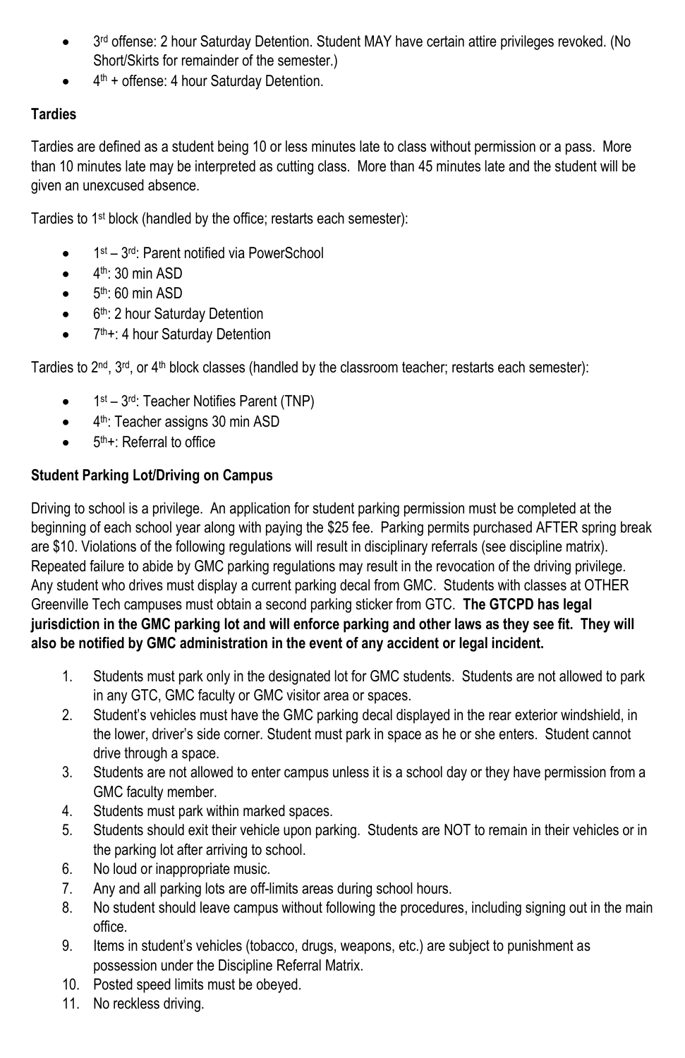- 3rd offense: 2 hour Saturday Detention. Student MAY have certain attire privileges revoked. (No Short/Skirts for remainder of the semester.)
- 4th + offense: 4 hour Saturday Detention.

**Tardies**

Tardies are defined as a student being 10 or less minutes late to class without permission or a pass. More than 10 minutes late may be interpreted as cutting class. More than 45 minutes late and the student will be given an unexcused absence.

Tardies to 1st block (handled by the office; restarts each semester):

- 1st – 3rd: Parent notified via PowerSchool
- 4th: 30 min ASD
- 5th: 60 min ASD
- 6th: 2 hour Saturday Detention
- 7th+: 4 hour Saturday Detention

Tardies to 2nd, 3rd, or 4th block classes (handled by the classroom teacher; restarts each semester):

- 1st – 3rd: Teacher Notifies Parent (TNP)
- 4th: Teacher assigns 30 min ASD
- 5th+: Referral to office

**Student Parking Lot/Driving on Campus**

Driving to school is a privilege. An application for student parking permission must be completed at the beginning of each school year along with paying the $25 fee. Parking permits purchased AFTER spring break are $10. Violations of the following regulations will result in disciplinary referrals (see discipline matrix). Repeated failure to abide by GMC parking regulations may result in the revocation of the driving privilege. Any student who drives must display a current parking decal from GMC. Students with classes at OTHER Greenville Tech campuses must obtain a second parking sticker from GTC. **The GTCPD has legal jurisdiction in the GMC parking lot and will enforce parking and other laws as they see fit. They will also be notified by GMC administration in the event of any accident or legal incident.**

1. Students must park only in the designated lot for GMC students. Students are not allowed to park in any GTC, GMC faculty or GMC visitor area or spaces.
2. Student's vehicles must have the GMC parking decal displayed in the rear exterior windshield, in the lower, driver's side corner. Student must park in space as he or she enters. Student cannot drive through a space.
3. Students are not allowed to enter campus unless it is a school day or they have permission from a GMC faculty member.
4. Students must park within marked spaces.
5. Students should exit their vehicle upon parking. Students are NOT to remain in their vehicles or in the parking lot after arriving to school.
6. No loud or inappropriate music.
7. Any and all parking lots are off-limits areas during school hours.
8. No student should leave campus without following the procedures, including signing out in the main office.
9. Items in student's vehicles (tobacco, drugs, weapons, etc.) are subject to punishment as possession under the Discipline Referral Matrix.
10. Posted speed limits must be obeyed.
11. No reckless driving.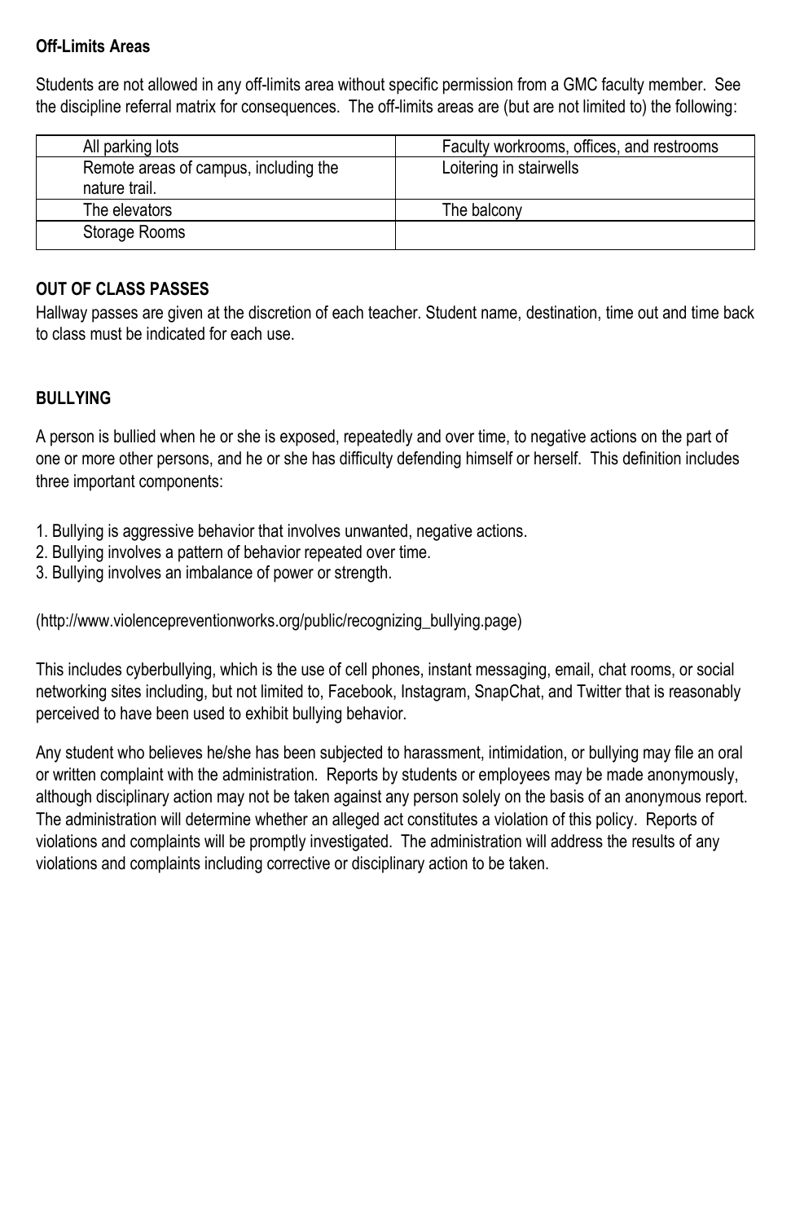**Off-Limits Areas**

Students are not allowed in any off-limits area without specific permission from a GMC faculty member. See the discipline referral matrix for consequences. The off-limits areas are (but are not limited to) the following:

| | |
|---|---|
| All parking lots | Faculty workrooms, offices, and restrooms |
| Remote areas of campus, including the nature trail. | Loitering in stairwells |
| The elevators | The balcony |
| Storage Rooms | |

**OUT OF CLASS PASSES**

Hallway passes are given at the discretion of each teacher. Student name, destination, time out and time back to class must be indicated for each use.

**BULLYING**

A person is bullied when he or she is exposed, repeatedly and over time, to negative actions on the part of one or more other persons, and he or she has difficulty defending himself or herself. This definition includes three important components:

1. Bullying is aggressive behavior that involves unwanted, negative actions.
2. Bullying involves a pattern of behavior repeated over time.
3. Bullying involves an imbalance of power or strength.

(http://www.violencepreventionworks.org/public/recognizing_bullying.page)

This includes cyberbullying, which is the use of cell phones, instant messaging, email, chat rooms, or social networking sites including, but not limited to, Facebook, Instagram, SnapChat, and Twitter that is reasonably perceived to have been used to exhibit bullying behavior.

Any student who believes he/she has been subjected to harassment, intimidation, or bullying may file an oral or written complaint with the administration. Reports by students or employees may be made anonymously, although disciplinary action may not be taken against any person solely on the basis of an anonymous report. The administration will determine whether an alleged act constitutes a violation of this policy. Reports of violations and complaints will be promptly investigated. The administration will address the results of any violations and complaints including corrective or disciplinary action to be taken.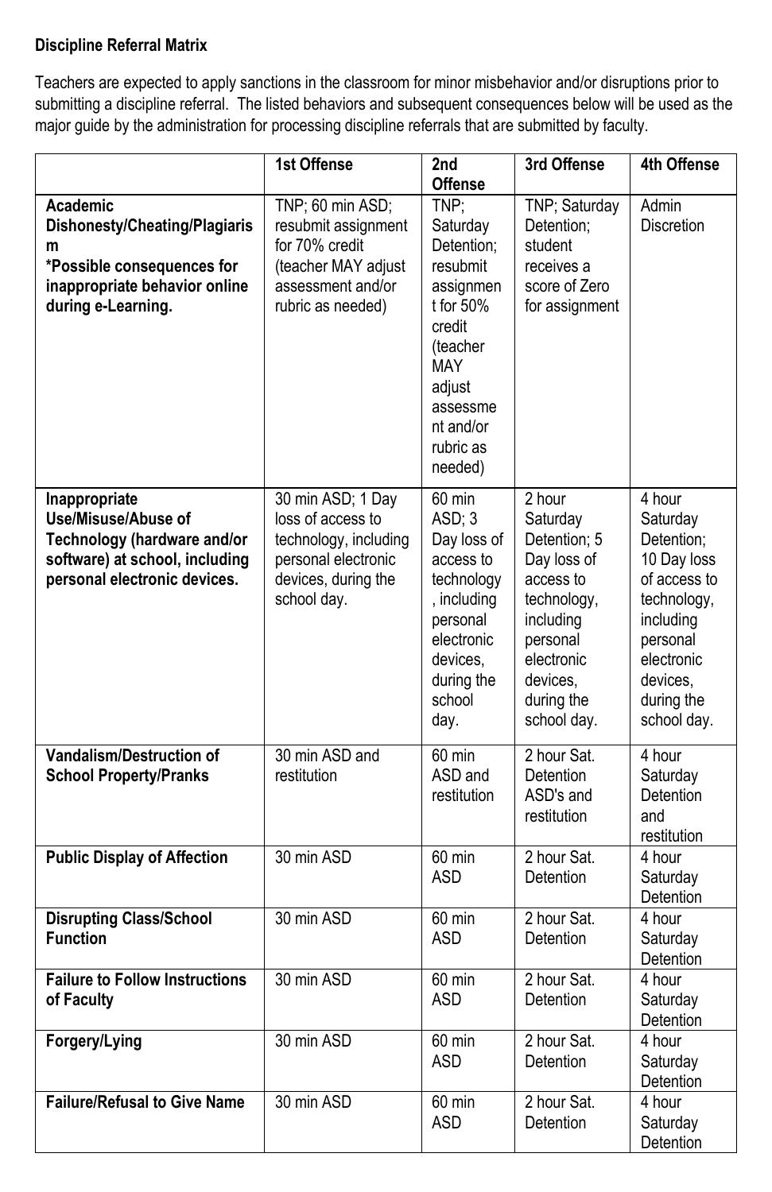**Discipline Referral Matrix**

Teachers are expected to apply sanctions in the classroom for minor misbehavior and/or disruptions prior to submitting a discipline referral. The listed behaviors and subsequent consequences below will be used as the major guide by the administration for processing discipline referrals that are submitted by faculty.

| | 1st Offense | 2nd Offense | 3rd Offense | 4th Offense |
|---|---|---|---|---|
| **Academic Dishonesty/Cheating/Plagiarism** **\*Possible consequences for inappropriate behavior online during e-Learning.** | TNP; 60 min ASD; resubmit assignment for 70% credit (teacher MAY adjust assessment and/or rubric as needed) | TNP; Saturday Detention; resubmit assignment for 50% credit (teacher MAY adjust assessment and/or rubric as needed) | TNP; Saturday Detention; student receives a score of Zero for assignment | Admin Discretion |
| **Inappropriate Use/Misuse/Abuse of Technology (hardware and/or software) at school, including personal electronic devices.** | 30 min ASD; 1 Day loss of access to technology, including personal electronic devices, during the school day. | 60 min ASD; 3 Day loss of access to technology, including personal electronic devices, during the school day. | 2 hour Saturday Detention; 5 Day loss of access to technology, including personal electronic devices, during the school day. | 4 hour Saturday Detention; 10 Day loss of access to technology, including personal electronic devices, during the school day. |
| **Vandalism/Destruction of School Property/Pranks** | 30 min ASD and restitution | 60 min ASD and restitution | 2 hour Sat. Detention ASD's and restitution | 4 hour Saturday Detention and restitution |
| **Public Display of Affection** | 30 min ASD | 60 min ASD | 2 hour Sat. Detention | 4 hour Saturday Detention |
| **Disrupting Class/School Function** | 30 min ASD | 60 min ASD | 2 hour Sat. Detention | 4 hour Saturday Detention |
| **Failure to Follow Instructions of Faculty** | 30 min ASD | 60 min ASD | 2 hour Sat. Detention | 4 hour Saturday Detention |
| **Forgery/Lying** | 30 min ASD | 60 min ASD | 2 hour Sat. Detention | 4 hour Saturday Detention |
| **Failure/Refusal to Give Name** | 30 min ASD | 60 min ASD | 2 hour Sat. Detention | 4 hour Saturday Detention |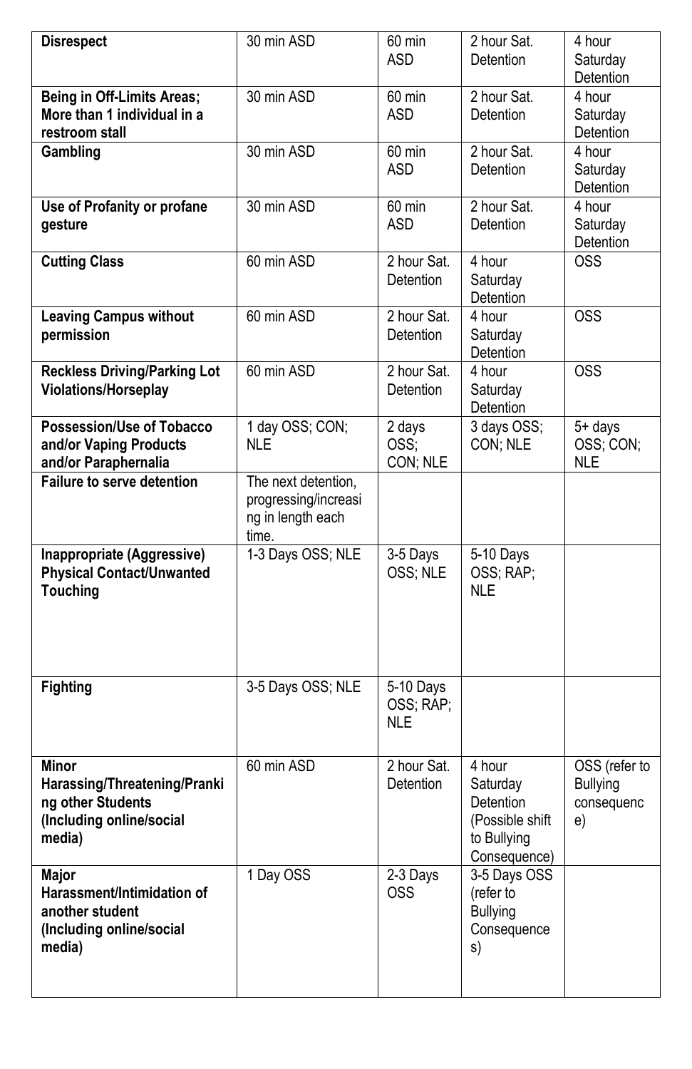| **Disrespect** | 30 min ASD | 60 min ASD | 2 hour Sat. Detention | 4 hour Saturday Detention |
|---|---|---|---|---|
| **Being in Off-Limits Areas; More than 1 individual in a restroom stall** | 30 min ASD | 60 min ASD | 2 hour Sat. Detention | 4 hour Saturday Detention |
| **Gambling** | 30 min ASD | 60 min ASD | 2 hour Sat. Detention | 4 hour Saturday Detention |
| **Use of Profanity or profane gesture** | 30 min ASD | 60 min ASD | 2 hour Sat. Detention | 4 hour Saturday Detention |
| **Cutting Class** | 60 min ASD | 2 hour Sat. Detention | 4 hour Saturday Detention | OSS |
| **Leaving Campus without permission** | 60 min ASD | 2 hour Sat. Detention | 4 hour Saturday Detention | OSS |
| **Reckless Driving/Parking Lot Violations/Horseplay** | 60 min ASD | 2 hour Sat. Detention | 4 hour Saturday Detention | OSS |
| **Possession/Use of Tobacco and/or Vaping Products and/or Paraphernalia** | 1 day OSS; CON; NLE | 2 days OSS; CON; NLE | 3 days OSS; CON; NLE | 5+ days OSS; CON; NLE |
| **Failure to serve detention** | The next detention, progressing/increasing in length each time. | | | |
| **Inappropriate (Aggressive) Physical Contact/Unwanted Touching** | 1-3 Days OSS; NLE | 3-5 Days OSS; NLE | 5-10 Days OSS; RAP; NLE | |
| **Fighting** | 3-5 Days OSS; NLE | 5-10 Days OSS; RAP; NLE | | |
| **Minor Harassing/Threatening/Pranking other Students (Including online/social media)** | 60 min ASD | 2 hour Sat. Detention | 4 hour Saturday Detention (Possible shift to Bullying Consequence) | OSS (refer to Bullying consequence) |
| **Major Harassment/Intimidation of another student (Including online/social media)** | 1 Day OSS | 2-3 Days OSS | 3-5 Days OSS (refer to Bullying Consequences) | |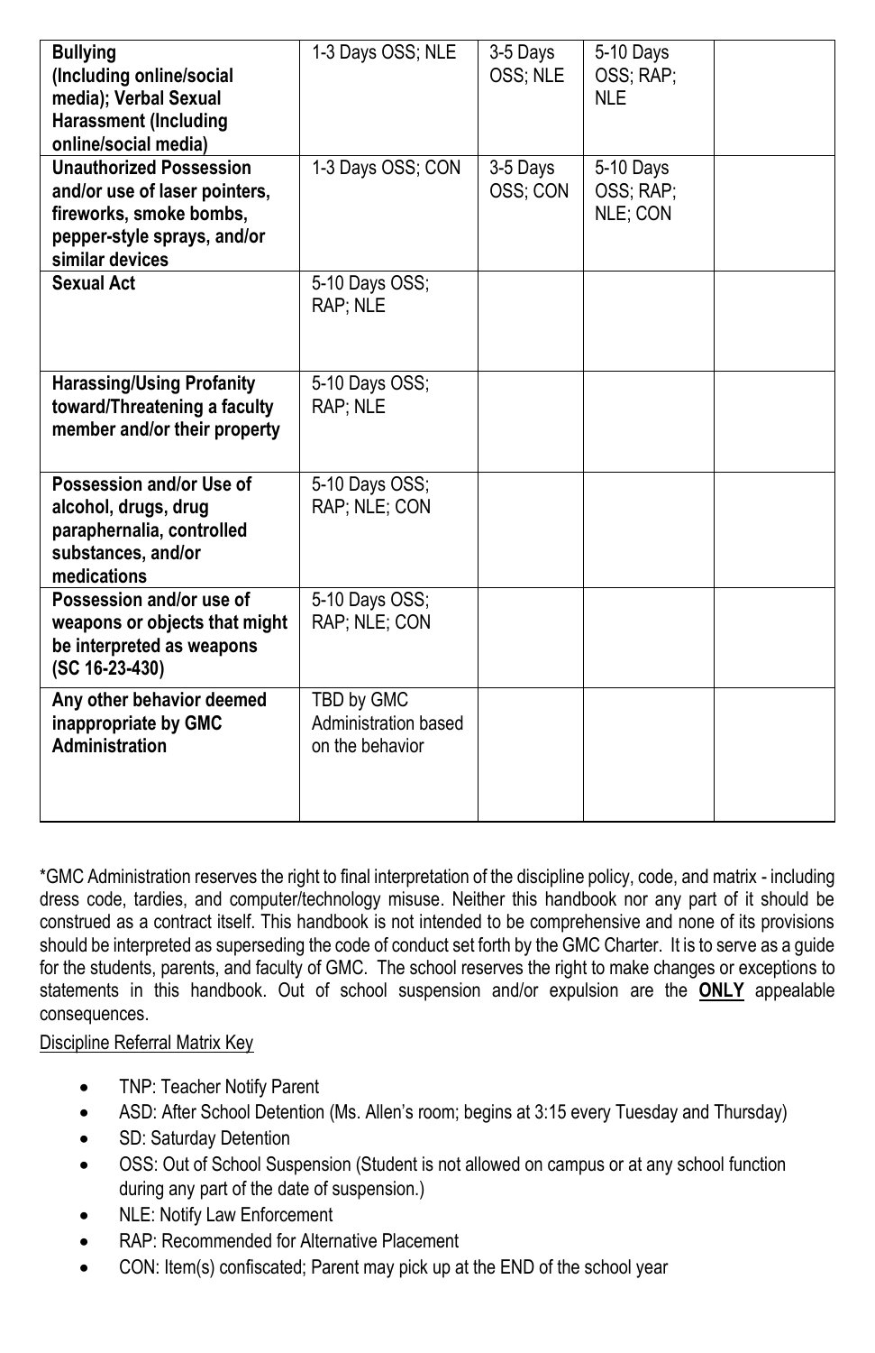| | | | | |
|---|---|---|---|---|
| **Bullying (Including online/social media); Verbal Sexual Harassment (Including online/social media)** | 1-3 Days OSS; NLE | 3-5 Days OSS; NLE | 5-10 Days OSS; RAP; NLE | |
| **Unauthorized Possession and/or use of laser pointers, fireworks, smoke bombs, pepper-style sprays, and/or similar devices** | 1-3 Days OSS; CON | 3-5 Days OSS; CON | 5-10 Days OSS; RAP; NLE; CON | |
| **Sexual Act** | 5-10 Days OSS; RAP; NLE | | | |
| **Harassing/Using Profanity toward/Threatening a faculty member and/or their property** | 5-10 Days OSS; RAP; NLE | | | |
| **Possession and/or Use of alcohol, drugs, drug paraphernalia, controlled substances, and/or medications** | 5-10 Days OSS; RAP; NLE; CON | | | |
| **Possession and/or use of weapons or objects that might be interpreted as weapons (SC 16-23-430)** | 5-10 Days OSS; RAP; NLE; CON | | | |
| **Any other behavior deemed inappropriate by GMC Administration** | TBD by GMC Administration based on the behavior | | | |

*GMC Administration reserves the right to final interpretation of the discipline policy, code, and matrix - including dress code, tardies, and computer/technology misuse. Neither this handbook nor any part of it should be construed as a contract itself. This handbook is not intended to be comprehensive and none of its provisions should be interpreted as superseding the code of conduct set forth by the GMC Charter. It is to serve as a guide for the students, parents, and faculty of GMC. The school reserves the right to make changes or exceptions to statements in this handbook. Out of school suspension and/or expulsion are the **ONLY** appealable consequences.

<u>Discipline Referral Matrix Key</u>

- TNP: Teacher Notify Parent
- ASD: After School Detention (Ms. Allen's room; begins at 3:15 every Tuesday and Thursday)
- SD: Saturday Detention
- OSS: Out of School Suspension (Student is not allowed on campus or at any school function during any part of the date of suspension.)
- NLE: Notify Law Enforcement
- RAP: Recommended for Alternative Placement
- CON: Item(s) confiscated; Parent may pick up at the END of the school year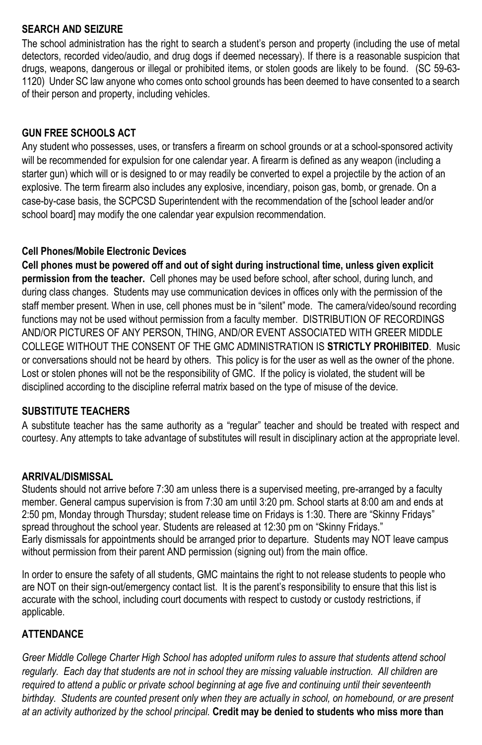## SEARCH AND SEIZURE

The school administration has the right to search a student's person and property (including the use of metal detectors, recorded video/audio, and drug dogs if deemed necessary). If there is a reasonable suspicion that drugs, weapons, dangerous or illegal or prohibited items, or stolen goods are likely to be found. (SC 59-63-1120) Under SC law anyone who comes onto school grounds has been deemed to have consented to a search of their person and property, including vehicles.

## GUN FREE SCHOOLS ACT

Any student who possesses, uses, or transfers a firearm on school grounds or at a school-sponsored activity will be recommended for expulsion for one calendar year. A firearm is defined as any weapon (including a starter gun) which will or is designed to or may readily be converted to expel a projectile by the action of an explosive. The term firearm also includes any explosive, incendiary, poison gas, bomb, or grenade. On a case-by-case basis, the SCPCSD Superintendent with the recommendation of the [school leader and/or school board] may modify the one calendar year expulsion recommendation.

## Cell Phones/Mobile Electronic Devices

**Cell phones must be powered off and out of sight during instructional time, unless given explicit permission from the teacher.** Cell phones may be used before school, after school, during lunch, and during class changes. Students may use communication devices in offices only with the permission of the staff member present. When in use, cell phones must be in "silent" mode. The camera/video/sound recording functions may not be used without permission from a faculty member. DISTRIBUTION OF RECORDINGS AND/OR PICTURES OF ANY PERSON, THING, AND/OR EVENT ASSOCIATED WITH GREER MIDDLE COLLEGE WITHOUT THE CONSENT OF THE GMC ADMINISTRATION IS **STRICTLY PROHIBITED**. Music or conversations should not be heard by others. This policy is for the user as well as the owner of the phone. Lost or stolen phones will not be the responsibility of GMC. If the policy is violated, the student will be disciplined according to the discipline referral matrix based on the type of misuse of the device.

## SUBSTITUTE TEACHERS

A substitute teacher has the same authority as a "regular" teacher and should be treated with respect and courtesy. Any attempts to take advantage of substitutes will result in disciplinary action at the appropriate level.

## ARRIVAL/DISMISSAL

Students should not arrive before 7:30 am unless there is a supervised meeting, pre-arranged by a faculty member. General campus supervision is from 7:30 am until 3:20 pm. School starts at 8:00 am and ends at 2:50 pm, Monday through Thursday; student release time on Fridays is 1:30. There are "Skinny Fridays" spread throughout the school year. Students are released at 12:30 pm on "Skinny Fridays."
Early dismissals for appointments should be arranged prior to departure. Students may NOT leave campus without permission from their parent AND permission (signing out) from the main office.

In order to ensure the safety of all students, GMC maintains the right to not release students to people who are NOT on their sign-out/emergency contact list. It is the parent's responsibility to ensure that this list is accurate with the school, including court documents with respect to custody or custody restrictions, if applicable.

## ATTENDANCE

*Greer Middle College Charter High School has adopted uniform rules to assure that students attend school regularly. Each day that students are not in school they are missing valuable instruction. All children are required to attend a public or private school beginning at age five and continuing until their seventeenth birthday. Students are counted present only when they are actually in school, on homebound, or are present at an activity authorized by the school principal.* **Credit may be denied to students who miss more than**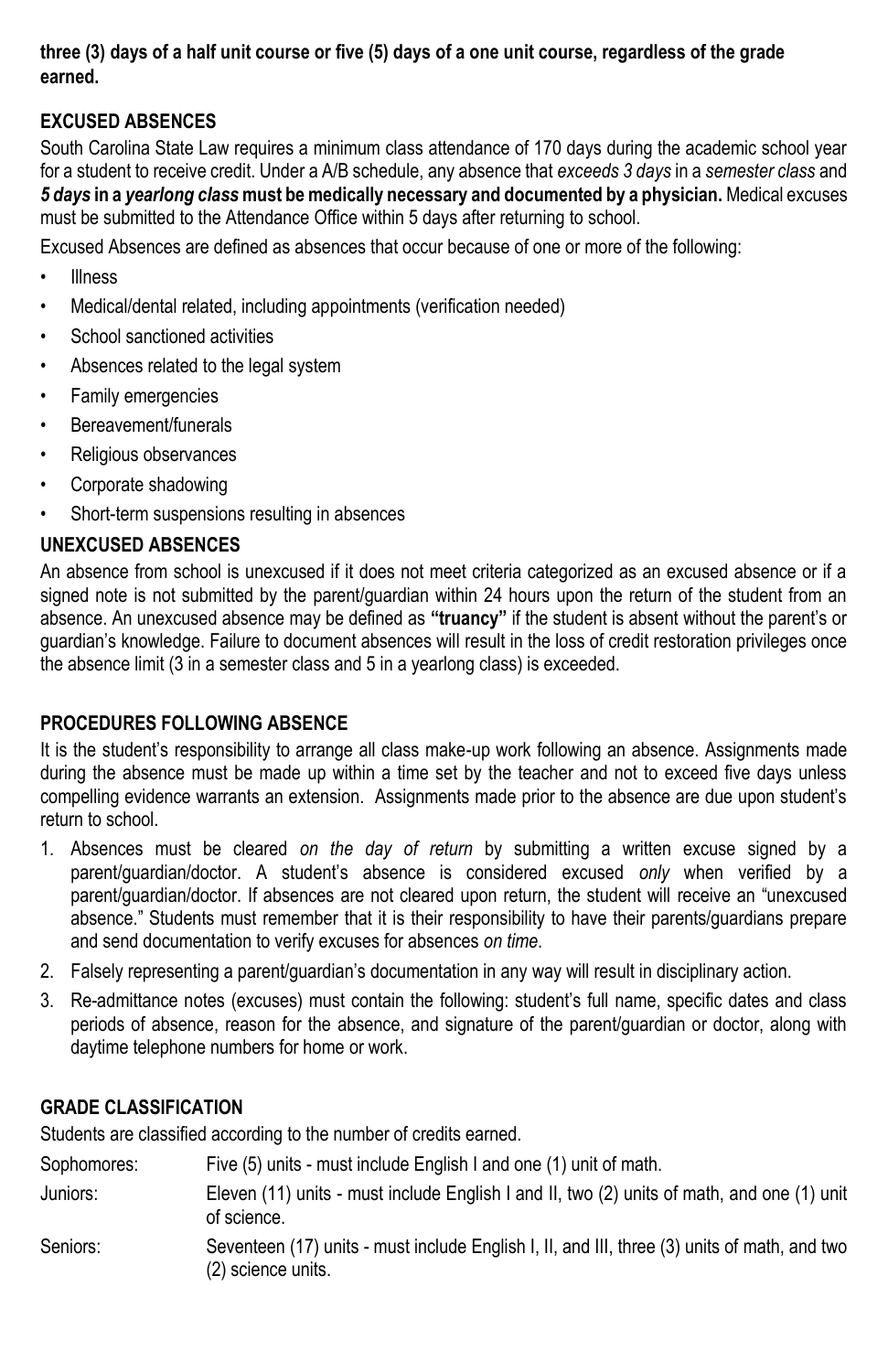**three (3) days of a half unit course or five (5) days of a one unit course, regardless of the grade earned.**

## EXCUSED ABSENCES

South Carolina State Law requires a minimum class attendance of 170 days during the academic school year for a student to receive credit. Under a A/B schedule, any absence that *exceeds 3 days* in a *semester class* and ***5 days* in a *yearlong class* must be medically necessary and documented by a physician.** Medical excuses must be submitted to the Attendance Office within 5 days after returning to school.

Excused Absences are defined as absences that occur because of one or more of the following:

- Illness
- Medical/dental related, including appointments (verification needed)
- School sanctioned activities
- Absences related to the legal system
- Family emergencies
- Bereavement/funerals
- Religious observances
- Corporate shadowing
- Short-term suspensions resulting in absences

## UNEXCUSED ABSENCES

An absence from school is unexcused if it does not meet criteria categorized as an excused absence or if a signed note is not submitted by the parent/guardian within 24 hours upon the return of the student from an absence. An unexcused absence may be defined as **"truancy"** if the student is absent without the parent's or guardian's knowledge. Failure to document absences will result in the loss of credit restoration privileges once the absence limit (3 in a semester class and 5 in a yearlong class) is exceeded.

## PROCEDURES FOLLOWING ABSENCE

It is the student's responsibility to arrange all class make-up work following an absence. Assignments made during the absence must be made up within a time set by the teacher and not to exceed five days unless compelling evidence warrants an extension. Assignments made prior to the absence are due upon student's return to school.

1. Absences must be cleared *on the day of return* by submitting a written excuse signed by a parent/guardian/doctor. A student's absence is considered excused *only* when verified by a parent/guardian/doctor. If absences are not cleared upon return, the student will receive an "unexcused absence." Students must remember that it is their responsibility to have their parents/guardians prepare and send documentation to verify excuses for absences *on time*.
2. Falsely representing a parent/guardian's documentation in any way will result in disciplinary action.
3. Re-admittance notes (excuses) must contain the following: student's full name, specific dates and class periods of absence, reason for the absence, and signature of the parent/guardian or doctor, along with daytime telephone numbers for home or work.

## GRADE CLASSIFICATION

Students are classified according to the number of credits earned.

| | |
|---|---|
| Sophomores: | Five (5) units - must include English I and one (1) unit of math. |
| Juniors: | Eleven (11) units - must include English I and II, two (2) units of math, and one (1) unit of science. |
| Seniors: | Seventeen (17) units - must include English I, II, and III, three (3) units of math, and two (2) science units. |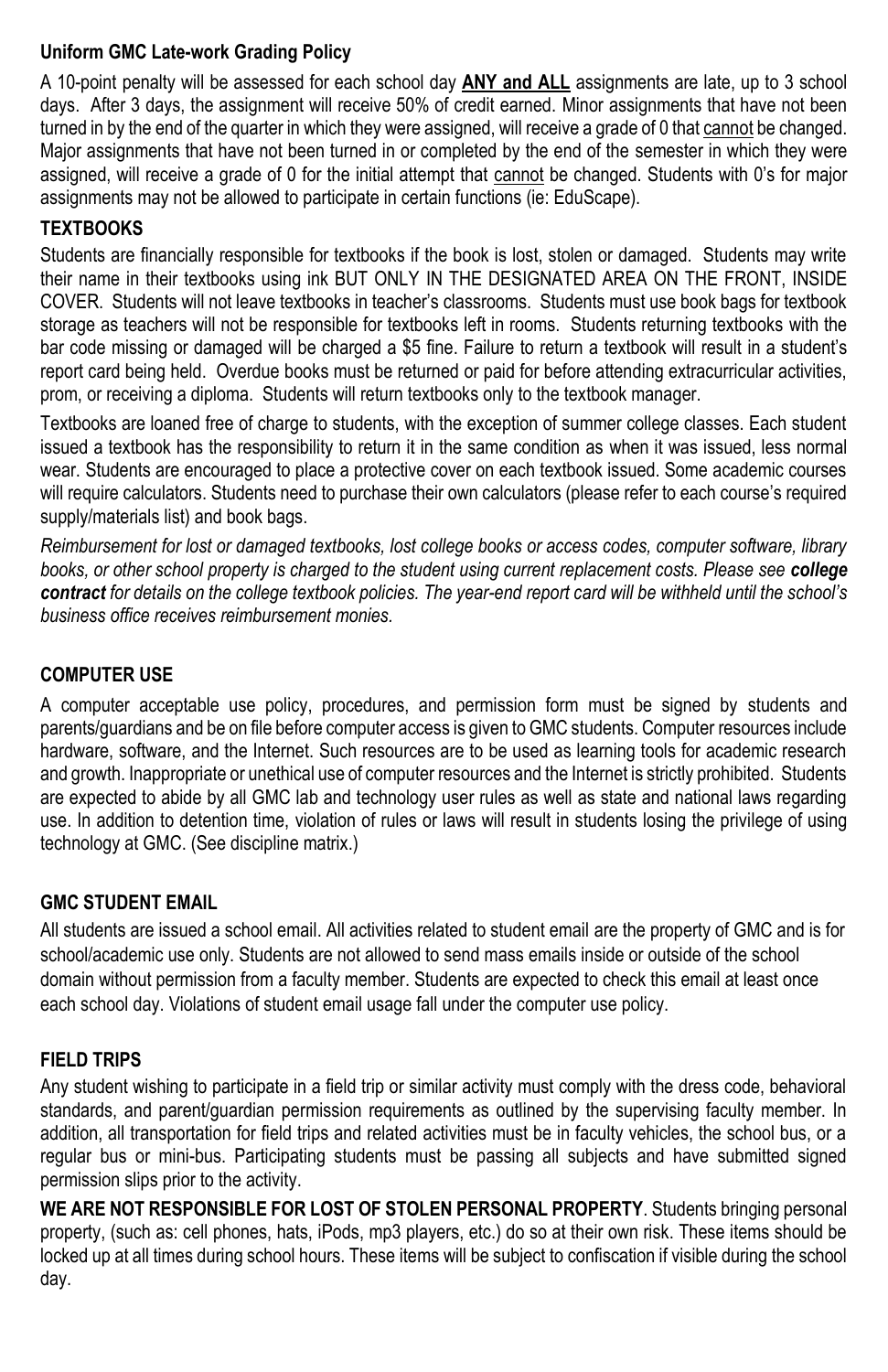### Uniform GMC Late-work Grading Policy

A 10-point penalty will be assessed for each school day **ANY and ALL** assignments are late, up to 3 school days. After 3 days, the assignment will receive 50% of credit earned. Minor assignments that have not been turned in by the end of the quarter in which they were assigned, will receive a grade of 0 that cannot be changed. Major assignments that have not been turned in or completed by the end of the semester in which they were assigned, will receive a grade of 0 for the initial attempt that cannot be changed. Students with 0's for major assignments may not be allowed to participate in certain functions (ie: EduScape).

### TEXTBOOKS

Students are financially responsible for textbooks if the book is lost, stolen or damaged. Students may write their name in their textbooks using ink BUT ONLY IN THE DESIGNATED AREA ON THE FRONT, INSIDE COVER. Students will not leave textbooks in teacher's classrooms. Students must use book bags for textbook storage as teachers will not be responsible for textbooks left in rooms. Students returning textbooks with the bar code missing or damaged will be charged a $5 fine. Failure to return a textbook will result in a student's report card being held. Overdue books must be returned or paid for before attending extracurricular activities, prom, or receiving a diploma. Students will return textbooks only to the textbook manager.

Textbooks are loaned free of charge to students, with the exception of summer college classes. Each student issued a textbook has the responsibility to return it in the same condition as when it was issued, less normal wear. Students are encouraged to place a protective cover on each textbook issued. Some academic courses will require calculators. Students need to purchase their own calculators (please refer to each course's required supply/materials list) and book bags.

*Reimbursement for lost or damaged textbooks, lost college books or access codes, computer software, library books, or other school property is charged to the student using current replacement costs. Please see **college contract** for details on the college textbook policies. The year-end report card will be withheld until the school's business office receives reimbursement monies.*

### COMPUTER USE

A computer acceptable use policy, procedures, and permission form must be signed by students and parents/guardians and be on file before computer access is given to GMC students. Computer resources include hardware, software, and the Internet. Such resources are to be used as learning tools for academic research and growth. Inappropriate or unethical use of computer resources and the Internet is strictly prohibited. Students are expected to abide by all GMC lab and technology user rules as well as state and national laws regarding use. In addition to detention time, violation of rules or laws will result in students losing the privilege of using technology at GMC. (See discipline matrix.)

### GMC STUDENT EMAIL

All students are issued a school email. All activities related to student email are the property of GMC and is for school/academic use only. Students are not allowed to send mass emails inside or outside of the school domain without permission from a faculty member. Students are expected to check this email at least once each school day. Violations of student email usage fall under the computer use policy.

### FIELD TRIPS

Any student wishing to participate in a field trip or similar activity must comply with the dress code, behavioral standards, and parent/guardian permission requirements as outlined by the supervising faculty member. In addition, all transportation for field trips and related activities must be in faculty vehicles, the school bus, or a regular bus or mini-bus. Participating students must be passing all subjects and have submitted signed permission slips prior to the activity.

**WE ARE NOT RESPONSIBLE FOR LOST OF STOLEN PERSONAL PROPERTY**. Students bringing personal property, (such as: cell phones, hats, iPods, mp3 players, etc.) do so at their own risk. These items should be locked up at all times during school hours. These items will be subject to confiscation if visible during the school day.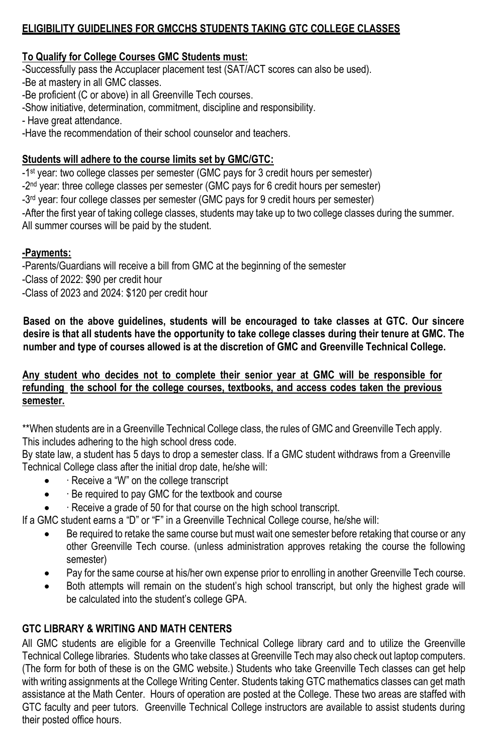## ELIGIBILITY GUIDELINES FOR GMCCHS STUDENTS TAKING GTC COLLEGE CLASSES

**To Qualify for College Courses GMC Students must:**

-Successfully pass the Accuplacer placement test (SAT/ACT scores can also be used).
-Be at mastery in all GMC classes.
-Be proficient (C or above) in all Greenville Tech courses.
-Show initiative, determination, commitment, discipline and responsibility.
- Have great attendance.
-Have the recommendation of their school counselor and teachers.

**Students will adhere to the course limits set by GMC/GTC:**

-1st year: two college classes per semester (GMC pays for 3 credit hours per semester)
-2nd year: three college classes per semester (GMC pays for 6 credit hours per semester)
-3rd year: four college classes per semester (GMC pays for 9 credit hours per semester)
-After the first year of taking college classes, students may take up to two college classes during the summer. All summer courses will be paid by the student.

**-Payments:**

-Parents/Guardians will receive a bill from GMC at the beginning of the semester
-Class of 2022: $90 per credit hour
-Class of 2023 and 2024: $120 per credit hour

**Based on the above guidelines, students will be encouraged to take classes at GTC. Our sincere desire is that all students have the opportunity to take college classes during their tenure at GMC. The number and type of courses allowed is at the discretion of GMC and Greenville Technical College.**

**Any student who decides not to complete their senior year at GMC will be responsible for refunding the school for the college courses, textbooks, and access codes taken the previous semester.**

**When students are in a Greenville Technical College class, the rules of GMC and Greenville Tech apply. This includes adhering to the high school dress code.

By state law, a student has 5 days to drop a semester class. If a GMC student withdraws from a Greenville Technical College class after the initial drop date, he/she will:

- · Receive a "W" on the college transcript
- · Be required to pay GMC for the textbook and course
- · Receive a grade of 50 for that course on the high school transcript.

If a GMC student earns a "D" or "F" in a Greenville Technical College course, he/she will:

- Be required to retake the same course but must wait one semester before retaking that course or any other Greenville Tech course. (unless administration approves retaking the course the following semester)
- Pay for the same course at his/her own expense prior to enrolling in another Greenville Tech course.
- Both attempts will remain on the student's high school transcript, but only the highest grade will be calculated into the student's college GPA.

### GTC LIBRARY & WRITING AND MATH CENTERS

All GMC students are eligible for a Greenville Technical College library card and to utilize the Greenville Technical College libraries. Students who take classes at Greenville Tech may also check out laptop computers. (The form for both of these is on the GMC website.) Students who take Greenville Tech classes can get help with writing assignments at the College Writing Center. Students taking GTC mathematics classes can get math assistance at the Math Center. Hours of operation are posted at the College. These two areas are staffed with GTC faculty and peer tutors. Greenville Technical College instructors are available to assist students during their posted office hours.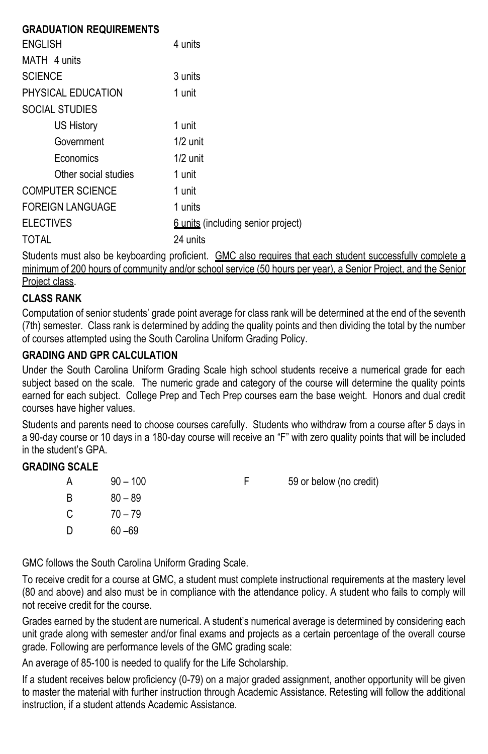**GRADUATION REQUIREMENTS**

| | |
|---|---|
| ENGLISH | 4 units |
| MATH 4 units | |
| SCIENCE | 3 units |
| PHYSICAL EDUCATION | 1 unit |
| SOCIAL STUDIES | |
| US History | 1 unit |
| Government | 1/2 unit |
| Economics | 1/2 unit |
| Other social studies | 1 unit |
| COMPUTER SCIENCE | 1 unit |
| FOREIGN LANGUAGE | 1 units |
| ELECTIVES | <u>6 units</u> (including senior project) |
| TOTAL | 24 units |

Students must also be keyboarding proficient. <u>GMC also requires that each student successfully complete a minimum of 200 hours of community and/or school service (50 hours per year), a Senior Project, and the Senior Project class</u>.

**CLASS RANK**

Computation of senior students' grade point average for class rank will be determined at the end of the seventh (7th) semester. Class rank is determined by adding the quality points and then dividing the total by the number of courses attempted using the South Carolina Uniform Grading Policy.

**GRADING AND GPR CALCULATION**

Under the South Carolina Uniform Grading Scale high school students receive a numerical grade for each subject based on the scale. The numeric grade and category of the course will determine the quality points earned for each subject. College Prep and Tech Prep courses earn the base weight. Honors and dual credit courses have higher values.

Students and parents need to choose courses carefully. Students who withdraw from a course after 5 days in a 90-day course or 10 days in a 180-day course will receive an "F" with zero quality points that will be included in the student's GPA.

**GRADING SCALE**

| | | | |
|---|---|---|---|
| A | 90 – 100 | F | 59 or below (no credit) |
| B | 80 – 89 | | |
| C | 70 – 79 | | |
| D | 60 –69 | | |

GMC follows the South Carolina Uniform Grading Scale.

To receive credit for a course at GMC, a student must complete instructional requirements at the mastery level (80 and above) and also must be in compliance with the attendance policy. A student who fails to comply will not receive credit for the course.

Grades earned by the student are numerical. A student's numerical average is determined by considering each unit grade along with semester and/or final exams and projects as a certain percentage of the overall course grade. Following are performance levels of the GMC grading scale:

An average of 85-100 is needed to qualify for the Life Scholarship.

If a student receives below proficiency (0-79) on a major graded assignment, another opportunity will be given to master the material with further instruction through Academic Assistance. Retesting will follow the additional instruction, if a student attends Academic Assistance.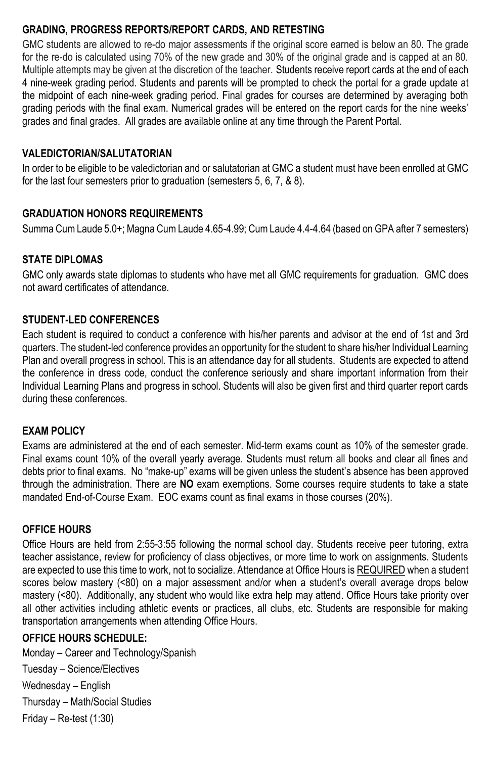## GRADING, PROGRESS REPORTS/REPORT CARDS, AND RETESTING

GMC students are allowed to re-do major assessments if the original score earned is below an 80. The grade for the re-do is calculated using 70% of the new grade and 30% of the original grade and is capped at an 80. Multiple attempts may be given at the discretion of the teacher. Students receive report cards at the end of each 4 nine-week grading period. Students and parents will be prompted to check the portal for a grade update at the midpoint of each nine-week grading period. Final grades for courses are determined by averaging both grading periods with the final exam. Numerical grades will be entered on the report cards for the nine weeks' grades and final grades. All grades are available online at any time through the Parent Portal.

## VALEDICTORIAN/SALUTATORIAN

In order to be eligible to be valedictorian and or salutatorian at GMC a student must have been enrolled at GMC for the last four semesters prior to graduation (semesters 5, 6, 7, & 8).

## GRADUATION HONORS REQUIREMENTS

Summa Cum Laude 5.0+; Magna Cum Laude 4.65-4.99; Cum Laude 4.4-4.64 (based on GPA after 7 semesters)

## STATE DIPLOMAS

GMC only awards state diplomas to students who have met all GMC requirements for graduation. GMC does not award certificates of attendance.

## STUDENT-LED CONFERENCES

Each student is required to conduct a conference with his/her parents and advisor at the end of 1st and 3rd quarters. The student-led conference provides an opportunity for the student to share his/her Individual Learning Plan and overall progress in school. This is an attendance day for all students. Students are expected to attend the conference in dress code, conduct the conference seriously and share important information from their Individual Learning Plans and progress in school. Students will also be given first and third quarter report cards during these conferences.

## EXAM POLICY

Exams are administered at the end of each semester. Mid-term exams count as 10% of the semester grade. Final exams count 10% of the overall yearly average. Students must return all books and clear all fines and debts prior to final exams. No "make-up" exams will be given unless the student's absence has been approved through the administration. There are **NO** exam exemptions. Some courses require students to take a state mandated End-of-Course Exam. EOC exams count as final exams in those courses (20%).

## OFFICE HOURS

Office Hours are held from 2:55-3:55 following the normal school day. Students receive peer tutoring, extra teacher assistance, review for proficiency of class objectives, or more time to work on assignments. Students are expected to use this time to work, not to socialize. Attendance at Office Hours is REQUIRED when a student scores below mastery (<80) on a major assessment and/or when a student's overall average drops below mastery (<80). Additionally, any student who would like extra help may attend. Office Hours take priority over all other activities including athletic events or practices, all clubs, etc. Students are responsible for making transportation arrangements when attending Office Hours.

## OFFICE HOURS SCHEDULE:

Monday – Career and Technology/Spanish

Tuesday – Science/Electives

Wednesday – English

Thursday – Math/Social Studies

Friday – Re-test (1:30)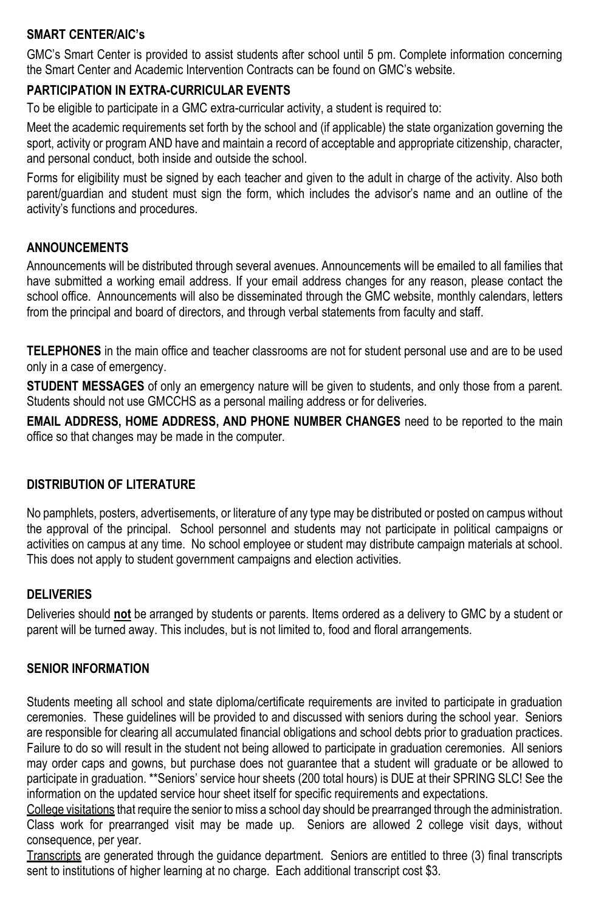## SMART CENTER/AIC's

GMC's Smart Center is provided to assist students after school until 5 pm. Complete information concerning the Smart Center and Academic Intervention Contracts can be found on GMC's website.

## PARTICIPATION IN EXTRA-CURRICULAR EVENTS

To be eligible to participate in a GMC extra-curricular activity, a student is required to:

Meet the academic requirements set forth by the school and (if applicable) the state organization governing the sport, activity or program AND have and maintain a record of acceptable and appropriate citizenship, character, and personal conduct, both inside and outside the school.

Forms for eligibility must be signed by each teacher and given to the adult in charge of the activity. Also both parent/guardian and student must sign the form, which includes the advisor's name and an outline of the activity's functions and procedures.

## ANNOUNCEMENTS

Announcements will be distributed through several avenues. Announcements will be emailed to all families that have submitted a working email address. If your email address changes for any reason, please contact the school office. Announcements will also be disseminated through the GMC website, monthly calendars, letters from the principal and board of directors, and through verbal statements from faculty and staff.

**TELEPHONES** in the main office and teacher classrooms are not for student personal use and are to be used only in a case of emergency.

**STUDENT MESSAGES** of only an emergency nature will be given to students, and only those from a parent. Students should not use GMCCHS as a personal mailing address or for deliveries.

**EMAIL ADDRESS, HOME ADDRESS, AND PHONE NUMBER CHANGES** need to be reported to the main office so that changes may be made in the computer.

## DISTRIBUTION OF LITERATURE

No pamphlets, posters, advertisements, or literature of any type may be distributed or posted on campus without the approval of the principal. School personnel and students may not participate in political campaigns or activities on campus at any time. No school employee or student may distribute campaign materials at school. This does not apply to student government campaigns and election activities.

## DELIVERIES

Deliveries should **not** be arranged by students or parents. Items ordered as a delivery to GMC by a student or parent will be turned away. This includes, but is not limited to, food and floral arrangements.

## SENIOR INFORMATION

Students meeting all school and state diploma/certificate requirements are invited to participate in graduation ceremonies. These guidelines will be provided to and discussed with seniors during the school year. Seniors are responsible for clearing all accumulated financial obligations and school debts prior to graduation practices. Failure to do so will result in the student not being allowed to participate in graduation ceremonies. All seniors may order caps and gowns, but purchase does not guarantee that a student will graduate or be allowed to participate in graduation. **Seniors' service hour sheets (200 total hours) is DUE at their SPRING SLC! See the information on the updated service hour sheet itself for specific requirements and expectations.

College visitations that require the senior to miss a school day should be prearranged through the administration. Class work for prearranged visit may be made up. Seniors are allowed 2 college visit days, without consequence, per year.

Transcripts are generated through the guidance department. Seniors are entitled to three (3) final transcripts sent to institutions of higher learning at no charge. Each additional transcript cost $3.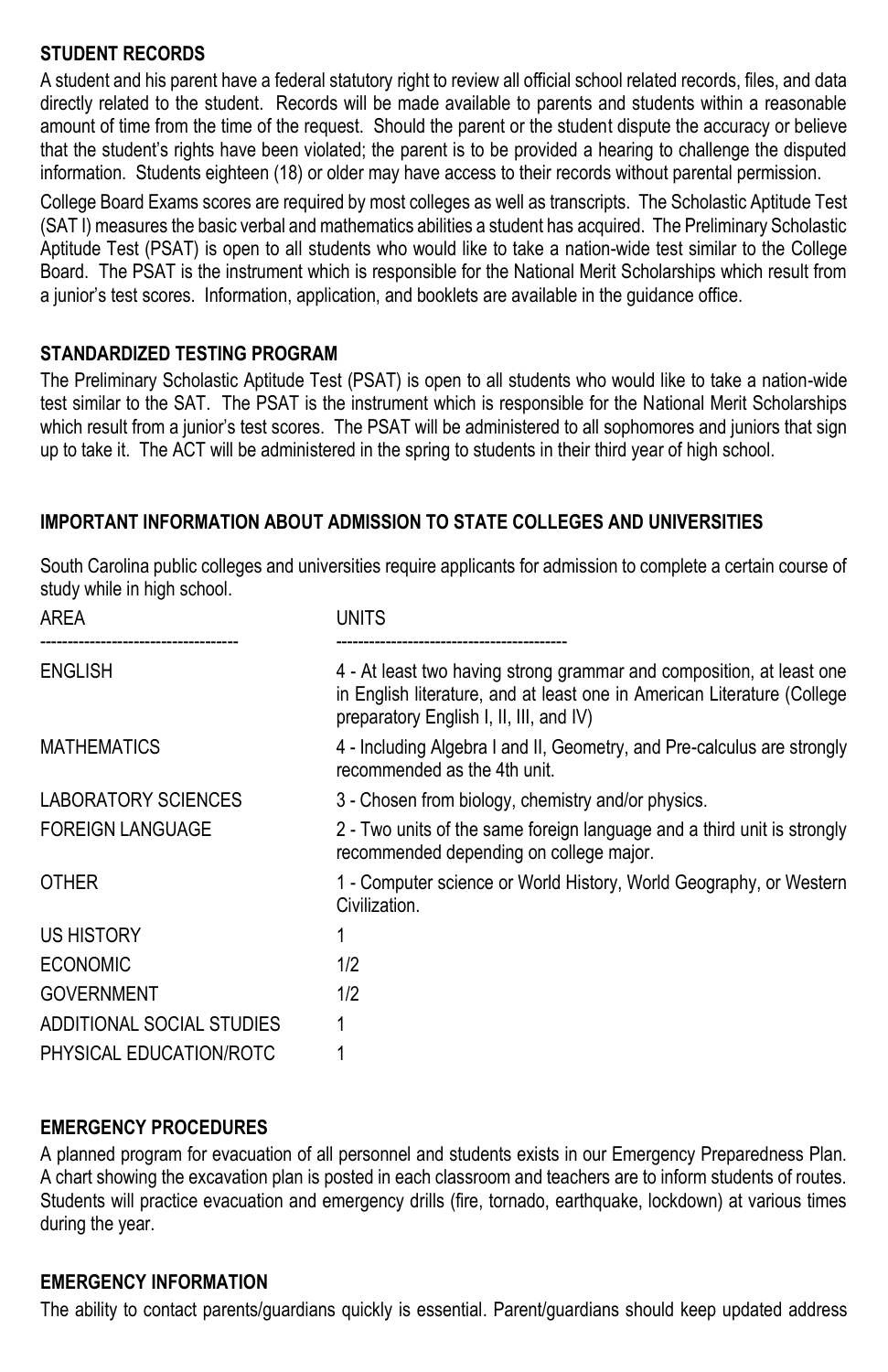**STUDENT RECORDS**

A student and his parent have a federal statutory right to review all official school related records, files, and data directly related to the student. Records will be made available to parents and students within a reasonable amount of time from the time of the request. Should the parent or the student dispute the accuracy or believe that the student's rights have been violated; the parent is to be provided a hearing to challenge the disputed information. Students eighteen (18) or older may have access to their records without parental permission.

College Board Exams scores are required by most colleges as well as transcripts. The Scholastic Aptitude Test (SAT I) measures the basic verbal and mathematics abilities a student has acquired. The Preliminary Scholastic Aptitude Test (PSAT) is open to all students who would like to take a nation-wide test similar to the College Board. The PSAT is the instrument which is responsible for the National Merit Scholarships which result from a junior's test scores. Information, application, and booklets are available in the guidance office.

**STANDARDIZED TESTING PROGRAM**

The Preliminary Scholastic Aptitude Test (PSAT) is open to all students who would like to take a nation-wide test similar to the SAT. The PSAT is the instrument which is responsible for the National Merit Scholarships which result from a junior's test scores. The PSAT will be administered to all sophomores and juniors that sign up to take it. The ACT will be administered in the spring to students in their third year of high school.

**IMPORTANT INFORMATION ABOUT ADMISSION TO STATE COLLEGES AND UNIVERSITIES**

South Carolina public colleges and universities require applicants for admission to complete a certain course of study while in high school.

| AREA | UNITS |
|---|---|
| ENGLISH | 4 - At least two having strong grammar and composition, at least one in English literature, and at least one in American Literature (College preparatory English I, II, III, and IV) |
| MATHEMATICS | 4 - Including Algebra I and II, Geometry, and Pre-calculus are strongly recommended as the 4th unit. |
| LABORATORY SCIENCES | 3 - Chosen from biology, chemistry and/or physics. |
| FOREIGN LANGUAGE | 2 - Two units of the same foreign language and a third unit is strongly recommended depending on college major. |
| OTHER | 1 - Computer science or World History, World Geography, or Western Civilization. |
| US HISTORY | 1 |
| ECONOMIC | 1/2 |
| GOVERNMENT | 1/2 |
| ADDITIONAL SOCIAL STUDIES | 1 |
| PHYSICAL EDUCATION/ROTC | 1 |

**EMERGENCY PROCEDURES**

A planned program for evacuation of all personnel and students exists in our Emergency Preparedness Plan. A chart showing the excavation plan is posted in each classroom and teachers are to inform students of routes. Students will practice evacuation and emergency drills (fire, tornado, earthquake, lockdown) at various times during the year.

**EMERGENCY INFORMATION**

The ability to contact parents/guardians quickly is essential. Parent/guardians should keep updated address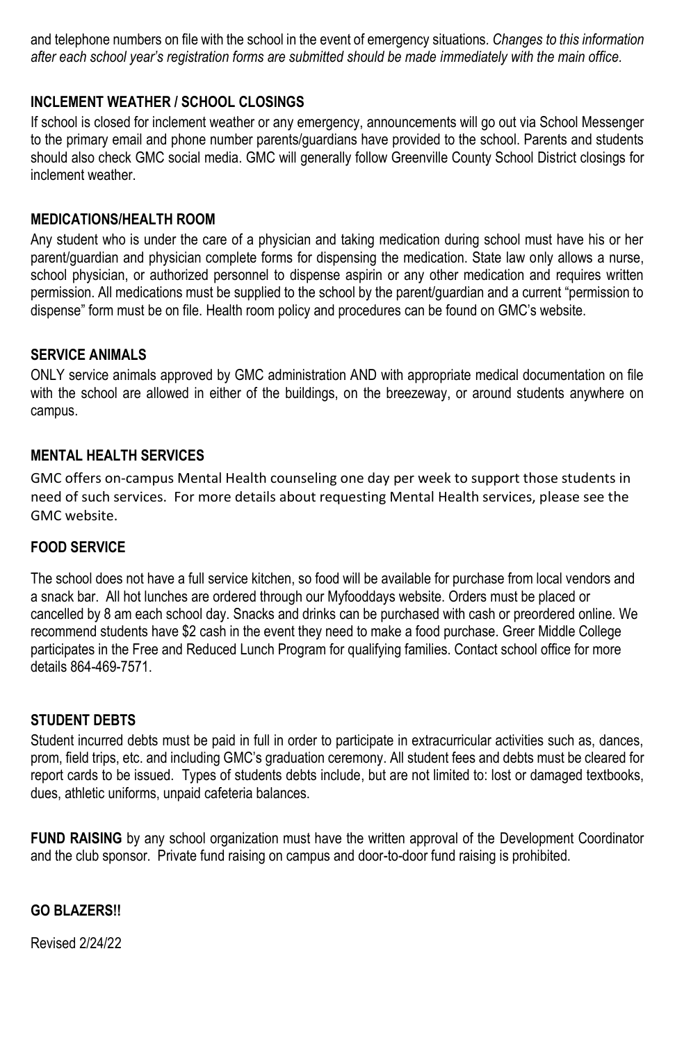and telephone numbers on file with the school in the event of emergency situations. *Changes to this information after each school year's registration forms are submitted should be made immediately with the main office.*

### INCLEMENT WEATHER / SCHOOL CLOSINGS

If school is closed for inclement weather or any emergency, announcements will go out via School Messenger to the primary email and phone number parents/guardians have provided to the school. Parents and students should also check GMC social media. GMC will generally follow Greenville County School District closings for inclement weather.

### MEDICATIONS/HEALTH ROOM

Any student who is under the care of a physician and taking medication during school must have his or her parent/guardian and physician complete forms for dispensing the medication. State law only allows a nurse, school physician, or authorized personnel to dispense aspirin or any other medication and requires written permission. All medications must be supplied to the school by the parent/guardian and a current "permission to dispense" form must be on file. Health room policy and procedures can be found on GMC's website.

### SERVICE ANIMALS

ONLY service animals approved by GMC administration AND with appropriate medical documentation on file with the school are allowed in either of the buildings, on the breezeway, or around students anywhere on campus.

### MENTAL HEALTH SERVICES

GMC offers on-campus Mental Health counseling one day per week to support those students in need of such services. For more details about requesting Mental Health services, please see the GMC website.

### FOOD SERVICE

The school does not have a full service kitchen, so food will be available for purchase from local vendors and a snack bar. All hot lunches are ordered through our Myfooddays website. Orders must be placed or cancelled by 8 am each school day. Snacks and drinks can be purchased with cash or preordered online. We recommend students have $2 cash in the event they need to make a food purchase. Greer Middle College participates in the Free and Reduced Lunch Program for qualifying families. Contact school office for more details 864-469-7571.

### STUDENT DEBTS

Student incurred debts must be paid in full in order to participate in extracurricular activities such as, dances, prom, field trips, etc. and including GMC's graduation ceremony. All student fees and debts must be cleared for report cards to be issued. Types of students debts include, but are not limited to: lost or damaged textbooks, dues, athletic uniforms, unpaid cafeteria balances.

**FUND RAISING** by any school organization must have the written approval of the Development Coordinator and the club sponsor. Private fund raising on campus and door-to-door fund raising is prohibited.

**GO BLAZERS!!**

Revised 2/24/22